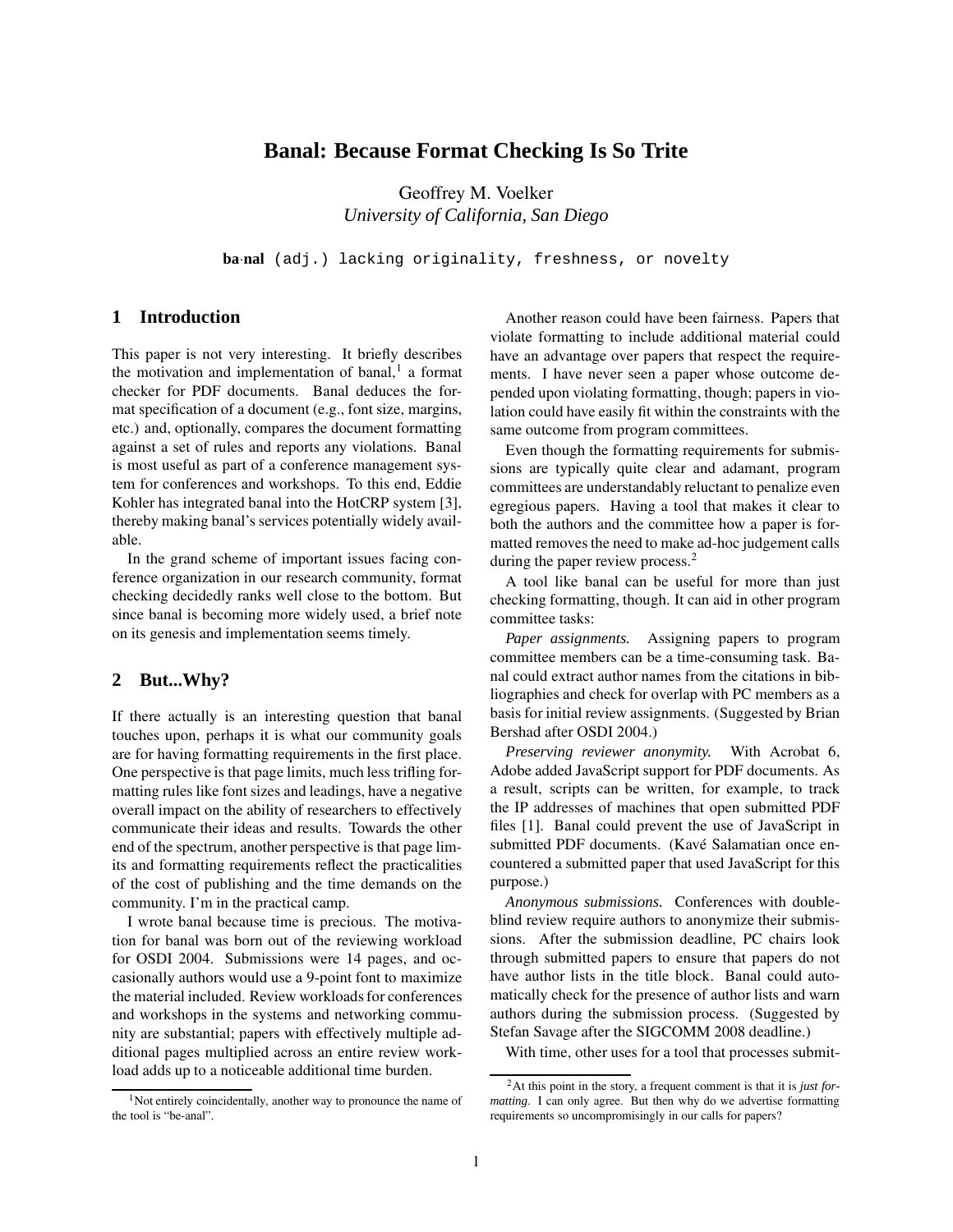# Banal: Because Format Checking Is So Trite

Geoffrey M. Voelker
*University of California, San Diego*

**ba·nal** (adj.) lacking originality, freshness, or novelty

## 1 Introduction

This paper is not very interesting. It briefly describes the motivation and implementation of banal,[1] a format checker for PDF documents. Banal deduces the format specification of a document (e.g., font size, margins, etc.) and, optionally, compares the document formatting against a set of rules and reports any violations. Banal is most useful as part of a conference management system for conferences and workshops. To this end, Eddie Kohler has integrated banal into the HotCRP system [3], thereby making banal's services potentially widely available.

In the grand scheme of important issues facing conference organization in our research community, format checking decidedly ranks well close to the bottom. But since banal is becoming more widely used, a brief note on its genesis and implementation seems timely.

## 2 But...Why?

If there actually is an interesting question that banal touches upon, perhaps it is what our community goals are for having formatting requirements in the first place. One perspective is that page limits, much less trifling formatting rules like font sizes and leadings, have a negative overall impact on the ability of researchers to effectively communicate their ideas and results. Towards the other end of the spectrum, another perspective is that page limits and formatting requirements reflect the practicalities of the cost of publishing and the time demands on the community. I'm in the practical camp.

I wrote banal because time is precious. The motivation for banal was born out of the reviewing workload for OSDI 2004. Submissions were 14 pages, and occasionally authors would use a 9-point font to maximize the material included. Review workloads for conferences and workshops in the systems and networking community are substantial; papers with effectively multiple additional pages multiplied across an entire review workload adds up to a noticeable additional time burden.

Another reason could have been fairness. Papers that violate formatting to include additional material could have an advantage over papers that respect the requirements. I have never seen a paper whose outcome depended upon violating formatting, though; papers in violation could have easily fit within the constraints with the same outcome from program committees.

Even though the formatting requirements for submissions are typically quite clear and adamant, program committees are understandably reluctant to penalize even egregious papers. Having a tool that makes it clear to both the authors and the committee how a paper is formatted removes the need to make ad-hoc judgement calls during the paper review process.[2]

A tool like banal can be useful for more than just checking formatting, though. It can aid in other program committee tasks:

*Paper assignments.* Assigning papers to program committee members can be a time-consuming task. Banal could extract author names from the citations in bibliographies and check for overlap with PC members as a basis for initial review assignments. (Suggested by Brian Bershad after OSDI 2004.)

*Preserving reviewer anonymity.* With Acrobat 6, Adobe added JavaScript support for PDF documents. As a result, scripts can be written, for example, to track the IP addresses of machines that open submitted PDF files [1]. Banal could prevent the use of JavaScript in submitted PDF documents. (Kavé Salamatian once encountered a submitted paper that used JavaScript for this purpose.)

*Anonymous submissions.* Conferences with double-blind review require authors to anonymize their submissions. After the submission deadline, PC chairs look through submitted papers to ensure that papers do not have author lists in the title block. Banal could automatically check for the presence of author lists and warn authors during the submission process. (Suggested by Stefan Savage after the SIGCOMM 2008 deadline.)

With time, other uses for a tool that processes submit-

[1] Not entirely coincidentally, another way to pronounce the name of the tool is "be-anal".

[2] At this point in the story, a frequent comment is that it is *just formatting*. I can only agree. But then why do we advertise formatting requirements so uncompromisingly in our calls for papers?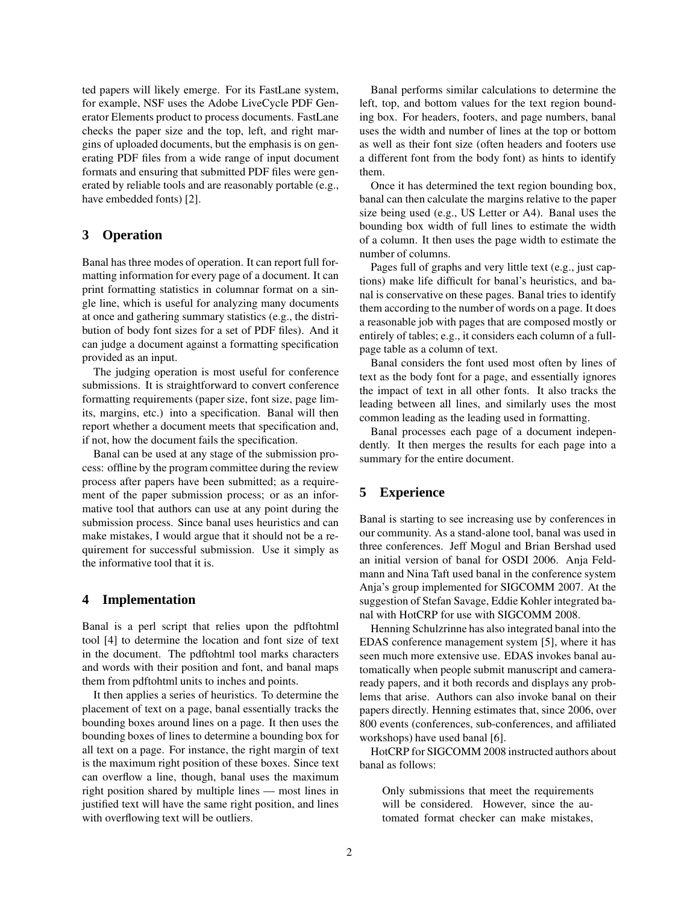ted papers will likely emerge. For its FastLane system, for example, NSF uses the Adobe LiveCycle PDF Generator Elements product to process documents. FastLane checks the paper size and the top, left, and right margins of uploaded documents, but the emphasis is on generating PDF files from a wide range of input document formats and ensuring that submitted PDF files were generated by reliable tools and are reasonably portable (e.g., have embedded fonts) [2].

## 3 Operation

Banal has three modes of operation. It can report full formatting information for every page of a document. It can print formatting statistics in columnar format on a single line, which is useful for analyzing many documents at once and gathering summary statistics (e.g., the distribution of body font sizes for a set of PDF files). And it can judge a document against a formatting specification provided as an input.

The judging operation is most useful for conference submissions. It is straightforward to convert conference formatting requirements (paper size, font size, page limits, margins, etc.) into a specification. Banal will then report whether a document meets that specification and, if not, how the document fails the specification.

Banal can be used at any stage of the submission process: offline by the program committee during the review process after papers have been submitted; as a requirement of the paper submission process; or as an informative tool that authors can use at any point during the submission process. Since banal uses heuristics and can make mistakes, I would argue that it should not be a requirement for successful submission. Use it simply as the informative tool that it is.

## 4 Implementation

Banal is a perl script that relies upon the pdftohtml tool [4] to determine the location and font size of text in the document. The pdftohtml tool marks characters and words with their position and font, and banal maps them from pdftohtml units to inches and points.

It then applies a series of heuristics. To determine the placement of text on a page, banal essentially tracks the bounding boxes around lines on a page. It then uses the bounding boxes of lines to determine a bounding box for all text on a page. For instance, the right margin of text is the maximum right position of these boxes. Since text can overflow a line, though, banal uses the maximum right position shared by multiple lines — most lines in justified text will have the same right position, and lines with overflowing text will be outliers.

Banal performs similar calculations to determine the left, top, and bottom values for the text region bounding box. For headers, footers, and page numbers, banal uses the width and number of lines at the top or bottom as well as their font size (often headers and footers use a different font from the body font) as hints to identify them.

Once it has determined the text region bounding box, banal can then calculate the margins relative to the paper size being used (e.g., US Letter or A4). Banal uses the bounding box width of full lines to estimate the width of a column. It then uses the page width to estimate the number of columns.

Pages full of graphs and very little text (e.g., just captions) make life difficult for banal's heuristics, and banal is conservative on these pages. Banal tries to identify them according to the number of words on a page. It does a reasonable job with pages that are composed mostly or entirely of tables; e.g., it considers each column of a full-page table as a column of text.

Banal considers the font used most often by lines of text as the body font for a page, and essentially ignores the impact of text in all other fonts. It also tracks the leading between all lines, and similarly uses the most common leading as the leading used in formatting.

Banal processes each page of a document independently. It then merges the results for each page into a summary for the entire document.

## 5 Experience

Banal is starting to see increasing use by conferences in our community. As a stand-alone tool, banal was used in three conferences. Jeff Mogul and Brian Bershad used an initial version of banal for OSDI 2006. Anja Feldmann and Nina Taft used banal in the conference system Anja's group implemented for SIGCOMM 2007. At the suggestion of Stefan Savage, Eddie Kohler integrated banal with HotCRP for use with SIGCOMM 2008.

Henning Schulzrinne has also integrated banal into the EDAS conference management system [5], where it has seen much more extensive use. EDAS invokes banal automatically when people submit manuscript and camera-ready papers, and it both records and displays any problems that arise. Authors can also invoke banal on their papers directly. Henning estimates that, since 2006, over 800 events (conferences, sub-conferences, and affiliated workshops) have used banal [6].

HotCRP for SIGCOMM 2008 instructed authors about banal as follows:

> Only submissions that meet the requirements will be considered. However, since the automated format checker can make mistakes,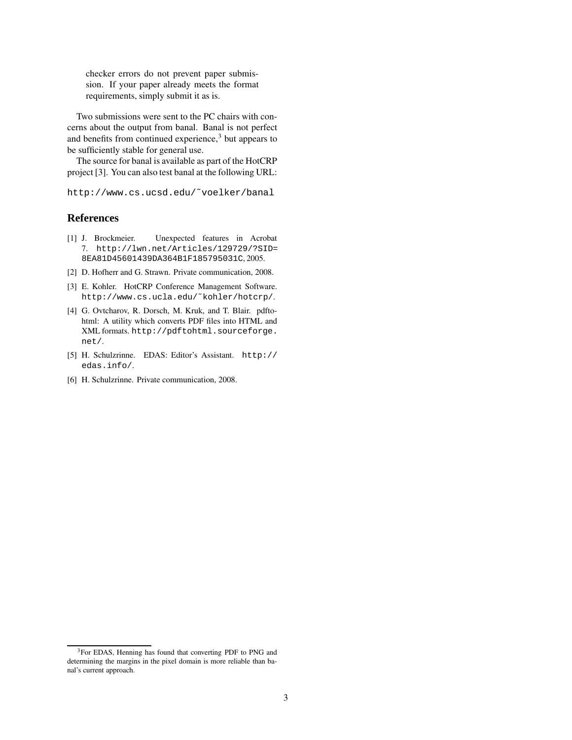checker errors do not prevent paper submission. If your paper already meets the format requirements, simply submit it as is.

Two submissions were sent to the PC chairs with concerns about the output from banal. Banal is not perfect and benefits from continued experience,[3] but appears to be sufficiently stable for general use.

The source for banal is available as part of the HotCRP project [3]. You can also test banal at the following URL:

http://www.cs.ucsd.edu/~voelker/banal

## References

[1] J. Brockmeier. Unexpected features in Acrobat 7. http://lwn.net/Articles/129729/?SID=8EA81D45601439DA364B1F185795031C, 2005.

[2] D. Hofherr and G. Strawn. Private communication, 2008.

[3] E. Kohler. HotCRP Conference Management Software. http://www.cs.ucla.edu/~kohler/hotcrp/.

[4] G. Ovtcharov, R. Dorsch, M. Kruk, and T. Blair. pdftohtml: A utility which converts PDF files into HTML and XML formats. http://pdftohtml.sourceforge.net/.

[5] H. Schulzrinne. EDAS: Editor's Assistant. http://edas.info/.

[6] H. Schulzrinne. Private communication, 2008.

---

[3] For EDAS, Henning has found that converting PDF to PNG and determining the margins in the pixel domain is more reliable than banal's current approach.